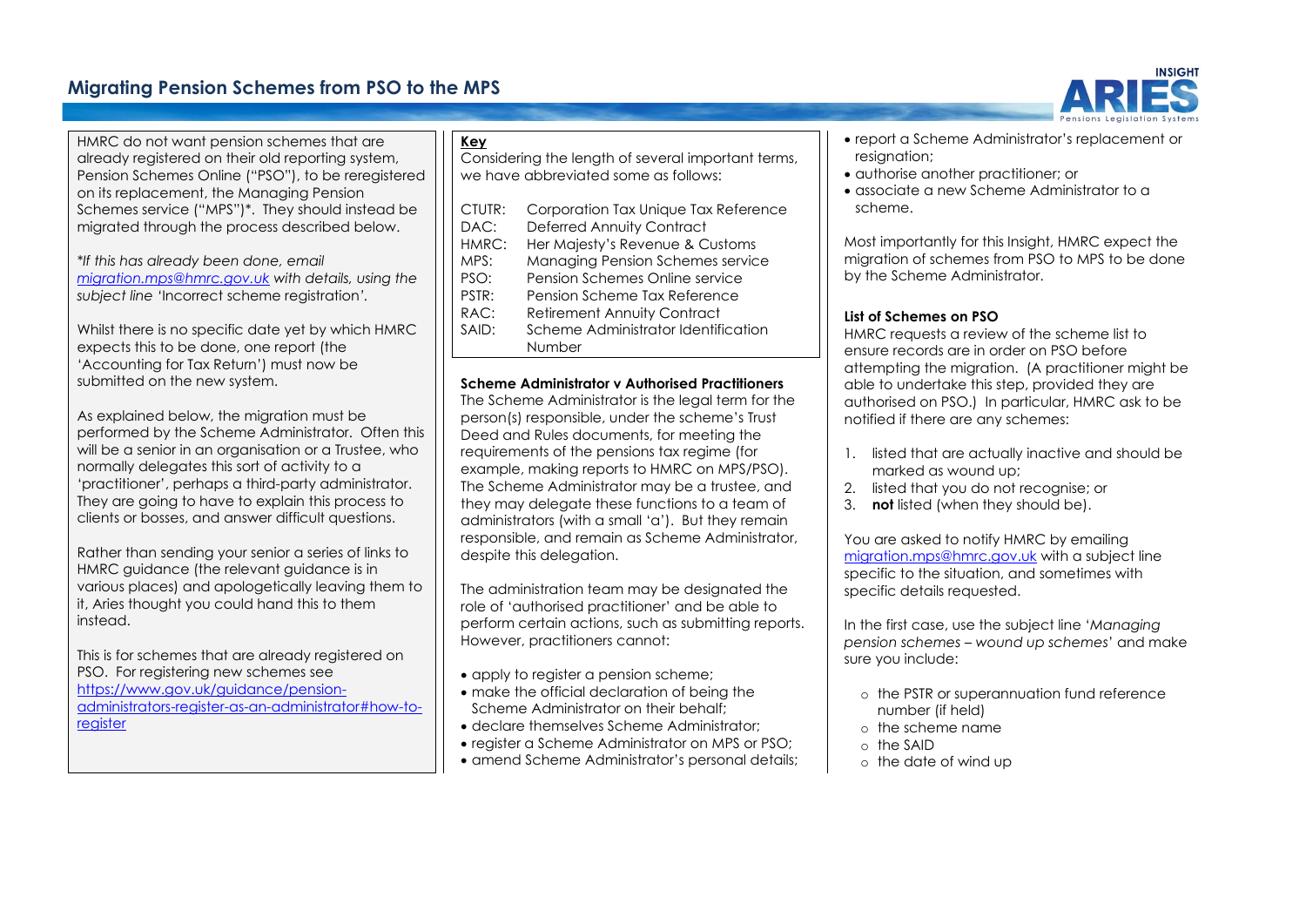# Migrating Pension Schemes from PSO to the MPS

HMRC do not want pension schemes that are already registered on their old reporting system, Pension Schemes Online ("PSO"), to be reregistered on its replacement, the Managing Pension Schemes service ("MPS")*. They should instead be migrated through the process described below.

*\*If this has already been done, email [migration.mps@hmrc.gov.uk](mailto:migration.mps@hmrc.gov.uk) with details, using the subject line* 'Incorrect scheme registration'.

Whilst there is no specific date yet by which HMRC expects this to be done, one report (the 'Accounting for Tax Return') must now be submitted on the new system.

As explained below, the migration must be performed by the Scheme Administrator. Often this will be a senior in an organisation or a Trustee, who normally delegates this sort of activity to a 'practitioner', perhaps a third-party administrator. They are going to have to explain this process to clients or bosses, and answer difficult questions.

Rather than sending your senior a series of links to HMRC guidance (the relevant guidance is in various places) and apologetically leaving them to it, Aries thought you could hand this to them instead.

This is for schemes that are already registered on PSO. For registering new schemes see [https://www.gov.uk/guidance/pension-administrators-register-as-an-administrator#how-to-register](https://www.gov.uk/guidance/pension-administrators-register-as-an-administrator#how-to-register)

**Key**

Considering the length of several important terms, we have abbreviated some as follows:

| | |
|---|---|
| CTUTR: | Corporation Tax Unique Tax Reference |
| DAC: | Deferred Annuity Contract |
| HMRC: | Her Majesty's Revenue & Customs |
| MPS: | Managing Pension Schemes service |
| PSO: | Pension Schemes Online service |
| PSTR: | Pension Scheme Tax Reference |
| RAC: | Retirement Annuity Contract |
| SAID: | Scheme Administrator Identification Number |

**Scheme Administrator v Authorised Practitioners**

The Scheme Administrator is the legal term for the person(s) responsible, under the scheme's Trust Deed and Rules documents, for meeting the requirements of the pensions tax regime (for example, making reports to HMRC on MPS/PSO). The Scheme Administrator may be a trustee, and they may delegate these functions to a team of administrators (with a small 'a'). But they remain responsible, and remain as Scheme Administrator, despite this delegation.

The administration team may be designated the role of 'authorised practitioner' and be able to perform certain actions, such as submitting reports. However, practitioners cannot:

- apply to register a pension scheme;
- make the official declaration of being the Scheme Administrator on their behalf;
- declare themselves Scheme Administrator;
- register a Scheme Administrator on MPS or PSO;
- amend Scheme Administrator's personal details;
- report a Scheme Administrator's replacement or resignation;
- authorise another practitioner; or
- associate a new Scheme Administrator to a scheme.

Most importantly for this Insight, HMRC expect the migration of schemes from PSO to MPS to be done by the Scheme Administrator.

**List of Schemes on PSO**

HMRC requests a review of the scheme list to ensure records are in order on PSO before attempting the migration. (A practitioner might be able to undertake this step, provided they are authorised on PSO.) In particular, HMRC ask to be notified if there are any schemes:

1. listed that are actually inactive and should be marked as wound up;
2. listed that you do not recognise; or
3. **not** listed (when they should be).

You are asked to notify HMRC by emailing [migration.mps@hmrc.gov.uk](mailto:migration.mps@hmrc.gov.uk) with a subject line specific to the situation, and sometimes with specific details requested.

In the first case, use the subject line '*Managing pension schemes – wound up schemes*' and make sure you include:

- the PSTR or superannuation fund reference number (if held)
- the scheme name
- the SAID
- the date of wind up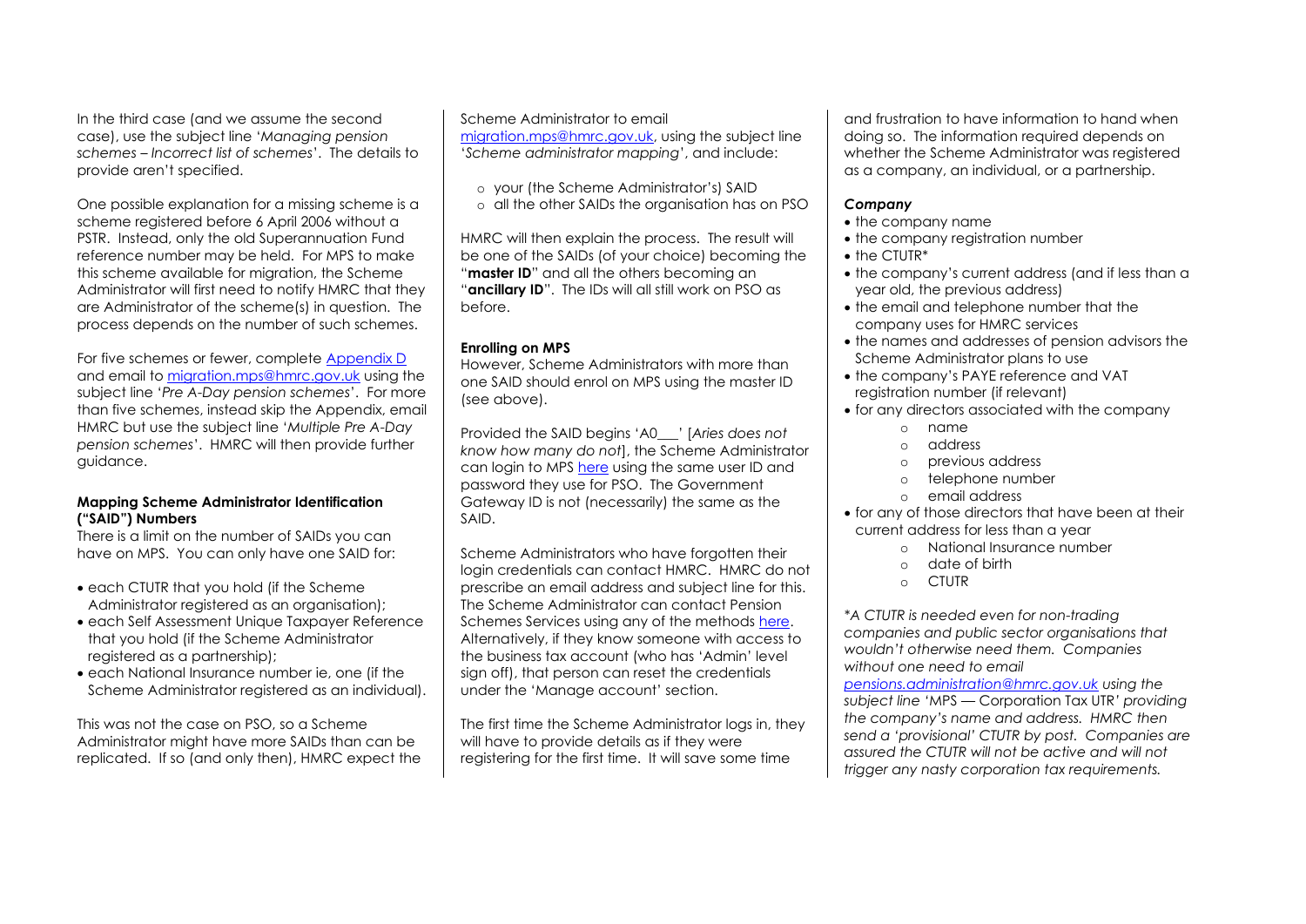In the third case (and we assume the second case), use the subject line '*Managing pension schemes – Incorrect list of schemes*'. The details to provide aren't specified.

One possible explanation for a missing scheme is a scheme registered before 6 April 2006 without a PSTR. Instead, only the old Superannuation Fund reference number may be held. For MPS to make this scheme available for migration, the Scheme Administrator will first need to notify HMRC that they are Administrator of the scheme(s) in question. The process depends on the number of such schemes.

For five schemes or fewer, complete Appendix D and email to migration.mps@hmrc.gov.uk using the subject line '*Pre A-Day pension schemes*'. For more than five schemes, instead skip the Appendix, email HMRC but use the subject line '*Multiple Pre A-Day pension schemes*'. HMRC will then provide further guidance.

**Mapping Scheme Administrator Identification ("SAID") Numbers**

There is a limit on the number of SAIDs you can have on MPS. You can only have one SAID for:

- each CTUTR that you hold (if the Scheme Administrator registered as an organisation);
- each Self Assessment Unique Taxpayer Reference that you hold (if the Scheme Administrator registered as a partnership);
- each National Insurance number ie, one (if the Scheme Administrator registered as an individual).

This was not the case on PSO, so a Scheme Administrator might have more SAIDs than can be replicated. If so (and only then), HMRC expect the Scheme Administrator to email migration.mps@hmrc.gov.uk, using the subject line '*Scheme administrator mapping*', and include:

- your (the Scheme Administrator's) SAID
- all the other SAIDs the organisation has on PSO

HMRC will then explain the process. The result will be one of the SAIDs (of your choice) becoming the "**master ID**" and all the others becoming an "**ancillary ID**". The IDs will all still work on PSO as before.

**Enrolling on MPS**

However, Scheme Administrators with more than one SAID should enrol on MPS using the master ID (see above).

Provided the SAID begins 'A0___' [*Aries does not know how many do not*], the Scheme Administrator can login to MPS here using the same user ID and password they use for PSO. The Government Gateway ID is not (necessarily) the same as the SAID.

Scheme Administrators who have forgotten their login credentials can contact HMRC. HMRC do not prescribe an email address and subject line for this. The Scheme Administrator can contact Pension Schemes Services using any of the methods here. Alternatively, if they know someone with access to the business tax account (who has 'Admin' level sign off), that person can reset the credentials under the 'Manage account' section.

The first time the Scheme Administrator logs in, they will have to provide details as if they were registering for the first time. It will save some time and frustration to have information to hand when doing so. The information required depends on whether the Scheme Administrator was registered as a company, an individual, or a partnership.

***Company***

- the company name
- the company registration number
- the CTUTR*
- the company's current address (and if less than a year old, the previous address)
- the email and telephone number that the company uses for HMRC services
- the names and addresses of pension advisors the Scheme Administrator plans to use
- the company's PAYE reference and VAT registration number (if relevant)
- for any directors associated with the company
  - name
  - address
  - previous address
  - telephone number
  - email address
- for any of those directors that have been at their current address for less than a year
  - National Insurance number
  - date of birth
  - CTUTR

**A CTUTR is needed even for non-trading companies and public sector organisations that wouldn't otherwise need them. Companies without one need to email pensions.administration@hmrc.gov.uk using the subject line '*MPS — Corporation Tax UTR*' providing the company's name and address. HMRC then send a 'provisional' CTUTR by post. Companies are assured the CTUTR will not be active and will not trigger any nasty corporation tax requirements.*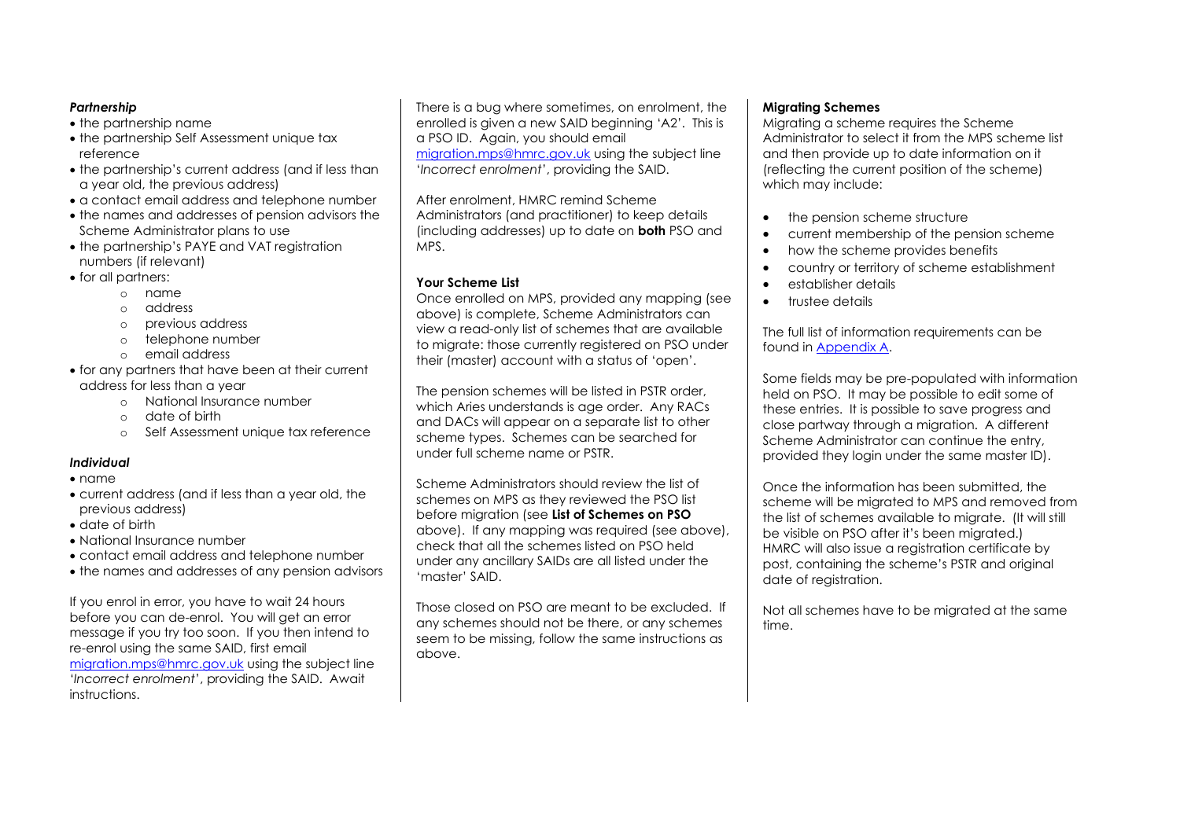### *Partnership*

- the partnership name
- the partnership Self Assessment unique tax reference
- the partnership's current address (and if less than a year old, the previous address)
- a contact email address and telephone number
- the names and addresses of pension advisors the Scheme Administrator plans to use
- the partnership's PAYE and VAT registration numbers (if relevant)
- for all partners:
    - name
    - address
    - previous address
    - telephone number
    - email address
- for any partners that have been at their current address for less than a year
    - National Insurance number
    - date of birth
    - Self Assessment unique tax reference

### *Individual*

- name
- current address (and if less than a year old, the previous address)
- date of birth
- National Insurance number
- contact email address and telephone number
- the names and addresses of any pension advisors

If you enrol in error, you have to wait 24 hours before you can de-enrol. You will get an error message if you try too soon. If you then intend to re-enrol using the same SAID, first email [migration.mps@hmrc.gov.uk](mailto:migration.mps@hmrc.gov.uk) using the subject line '*Incorrect enrolment*', providing the SAID. Await instructions.

There is a bug where sometimes, on enrolment, the enrolled is given a new SAID beginning 'A2'. This is a PSO ID. Again, you should email [migration.mps@hmrc.gov.uk](mailto:migration.mps@hmrc.gov.uk) using the subject line '*Incorrect enrolment*', providing the SAID.

After enrolment, HMRC remind Scheme Administrators (and practitioner) to keep details (including addresses) up to date on **both** PSO and MPS.

### Your Scheme List

Once enrolled on MPS, provided any mapping (see above) is complete, Scheme Administrators can view a read-only list of schemes that are available to migrate: those currently registered on PSO under their (master) account with a status of 'open'.

The pension schemes will be listed in PSTR order, which Aries understands is age order. Any RACs and DACs will appear on a separate list to other scheme types. Schemes can be searched for under full scheme name or PSTR.

Scheme Administrators should review the list of schemes on MPS as they reviewed the PSO list before migration (see **List of Schemes on PSO** above). If any mapping was required (see above), check that all the schemes listed on PSO held under any ancillary SAIDs are all listed under the 'master' SAID.

Those closed on PSO are meant to be excluded. If any schemes should not be there, or any schemes seem to be missing, follow the same instructions as above.

### Migrating Schemes

Migrating a scheme requires the Scheme Administrator to select it from the MPS scheme list and then provide up to date information on it (reflecting the current position of the scheme) which may include:

- the pension scheme structure
- current membership of the pension scheme
- how the scheme provides benefits
- country or territory of scheme establishment
- establisher details
- trustee details

The full list of information requirements can be found in [Appendix A](#).

Some fields may be pre-populated with information held on PSO. It may be possible to edit some of these entries. It is possible to save progress and close partway through a migration. A different Scheme Administrator can continue the entry, provided they login under the same master ID).

Once the information has been submitted, the scheme will be migrated to MPS and removed from the list of schemes available to migrate. (It will still be visible on PSO after it's been migrated.) HMRC will also issue a registration certificate by post, containing the scheme's PSTR and original date of registration.

Not all schemes have to be migrated at the same time.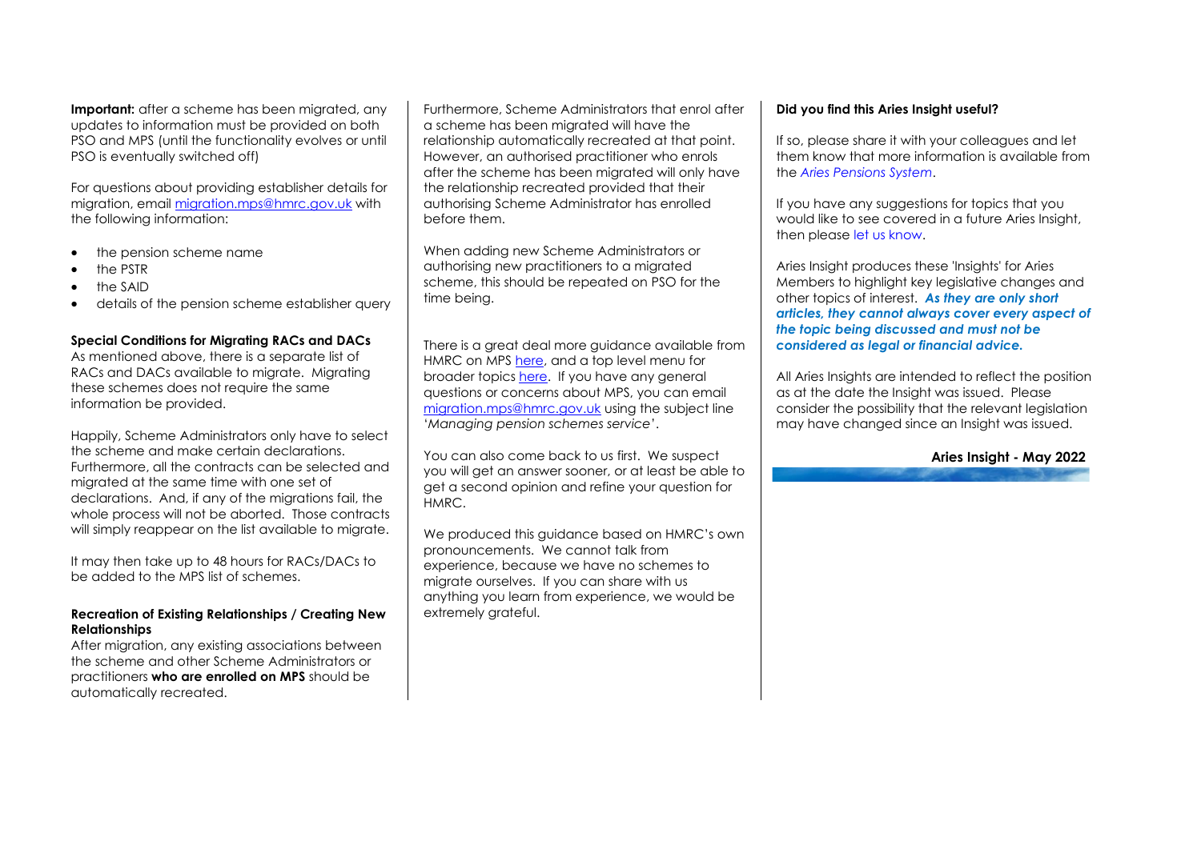**Important:** after a scheme has been migrated, any updates to information must be provided on both PSO and MPS (until the functionality evolves or until PSO is eventually switched off)

For questions about providing establisher details for migration, email migration.mps@hmrc.gov.uk with the following information:

- the pension scheme name
- the PSTR
- the SAID
- details of the pension scheme establisher query

**Special Conditions for Migrating RACs and DACs**

As mentioned above, there is a separate list of RACs and DACs available to migrate. Migrating these schemes does not require the same information be provided.

Happily, Scheme Administrators only have to select the scheme and make certain declarations. Furthermore, all the contracts can be selected and migrated at the same time with one set of declarations. And, if any of the migrations fail, the whole process will not be aborted. Those contracts will simply reappear on the list available to migrate.

It may then take up to 48 hours for RACs/DACs to be added to the MPS list of schemes.

**Recreation of Existing Relationships / Creating New Relationships**

After migration, any existing associations between the scheme and other Scheme Administrators or practitioners **who are enrolled on MPS** should be automatically recreated.

Furthermore, Scheme Administrators that enrol after a scheme has been migrated will have the relationship automatically recreated at that point. However, an authorised practitioner who enrols after the scheme has been migrated will only have the relationship recreated provided that their authorising Scheme Administrator has enrolled before them.

When adding new Scheme Administrators or authorising new practitioners to a migrated scheme, this should be repeated on PSO for the time being.

There is a great deal more guidance available from HMRC on MPS here, and a top level menu for broader topics here. If you have any general questions or concerns about MPS, you can email migration.mps@hmrc.gov.uk using the subject line '*Managing pension schemes service*'.

You can also come back to us first. We suspect you will get an answer sooner, or at least be able to get a second opinion and refine your question for HMRC.

We produced this guidance based on HMRC's own pronouncements. We cannot talk from experience, because we have no schemes to migrate ourselves. If you can share with us anything you learn from experience, we would be extremely grateful.

**Did you find this Aries Insight useful?**

If so, please share it with your colleagues and let them know that more information is available from the *Aries Pensions System*.

If you have any suggestions for topics that you would like to see covered in a future Aries Insight, then please let us know.

Aries Insight produces these 'Insights' for Aries Members to highlight key legislative changes and other topics of interest. ***As they are only short articles, they cannot always cover every aspect of the topic being discussed and must not be considered as legal or financial advice.***

All Aries Insights are intended to reflect the position as at the date the Insight was issued. Please consider the possibility that the relevant legislation may have changed since an Insight was issued.

**Aries Insight - May 2022**